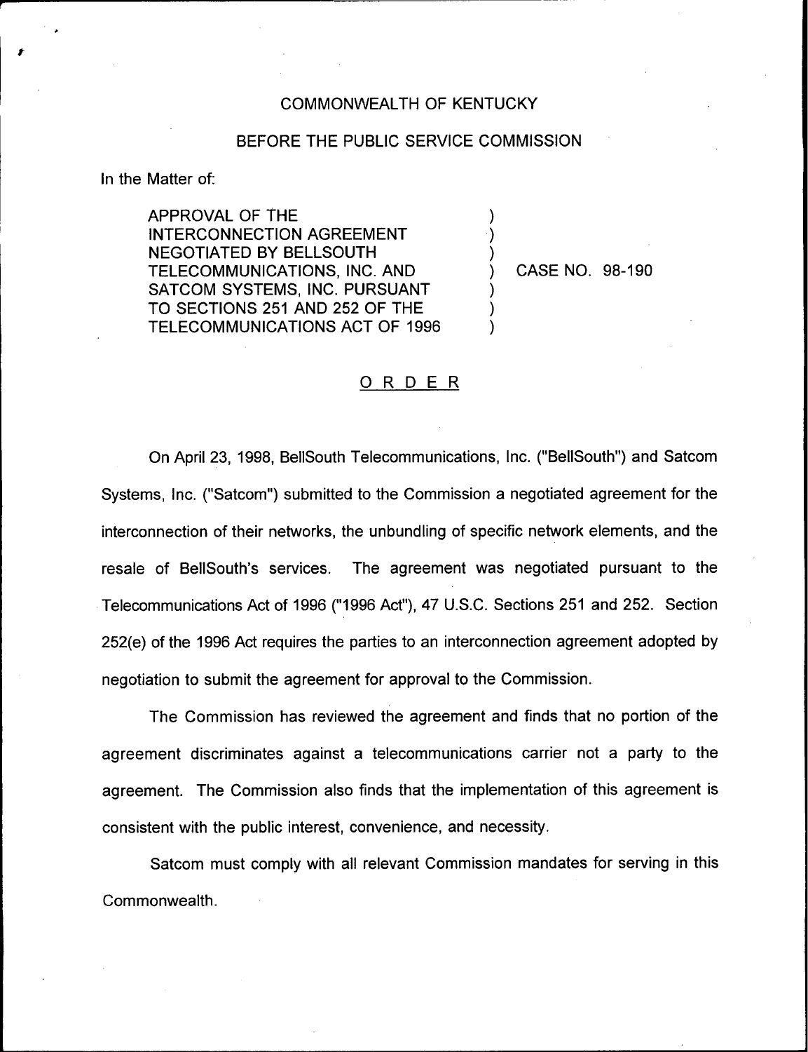COMMONWEALTH OF KENTUCKY

BEFORE THE PUBLIC SERVICE COMMISSION

In the Matter of:

APPROVAL OF THE INTERCONNECTION AGREEMENT NEGOTIATED BY BELLSOUTH TELECOMMUNICATIONS, INC. AND SATCOM SYSTEMS, INC. PURSUANT TO SECTIONS 251 AND 252 OF THE TELECOMMUNICATIONS ACT OF 1996 ) CASE NO. 98-190

# ORDER

On April 23, 1998, BellSouth Telecommunications, Inc. ("BellSouth") and Satcom Systems, Inc. ("Satcom") submitted to the Commission a negotiated agreement for the interconnection of their networks, the unbundling of specific network elements, and the resale of BellSouth's services. The agreement was negotiated pursuant to the Telecommunications Act of 1996 ("1996 Act"), 47 U.S.C. Sections 251 and 252. Section 252(e) of the 1996 Act requires the parties to an interconnection agreement adopted by negotiation to submit the agreement for approval to the Commission.

The Commission has reviewed the agreement and finds that no portion of the agreement discriminates against a telecommunications carrier not a party to the agreement. The Commission also finds that the implementation of this agreement is consistent with the public interest, convenience, and necessity.

Satcom must comply with all relevant Commission mandates for serving in this Commonwealth.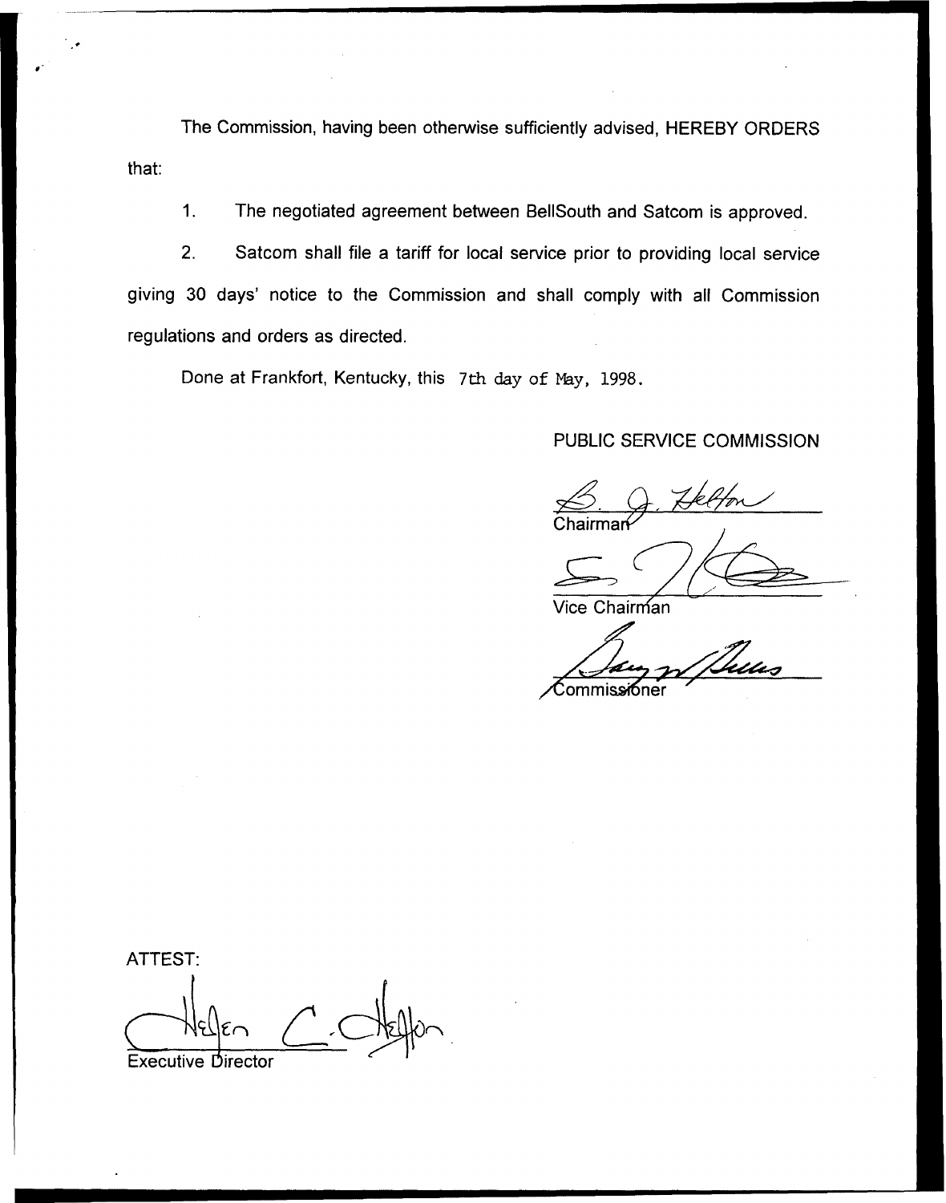The Commission, having been otherwise sufficiently advised, HEREBY ORDERS that:

1. The negotiated agreement between BellSouth and Satcom is approved.

2. Satcom shall file a tariff for local service prior to providing local service giving 30 days' notice to the Commission and shall comply with all Commission regulations and orders as directed.

Done at Frankfort, Kentucky, this 7th day of May, 1998.

PUBLIC SERVICE COMMISSION

Chairman

Vice Chairman

Commissioner

ATTEST:

Executive Director